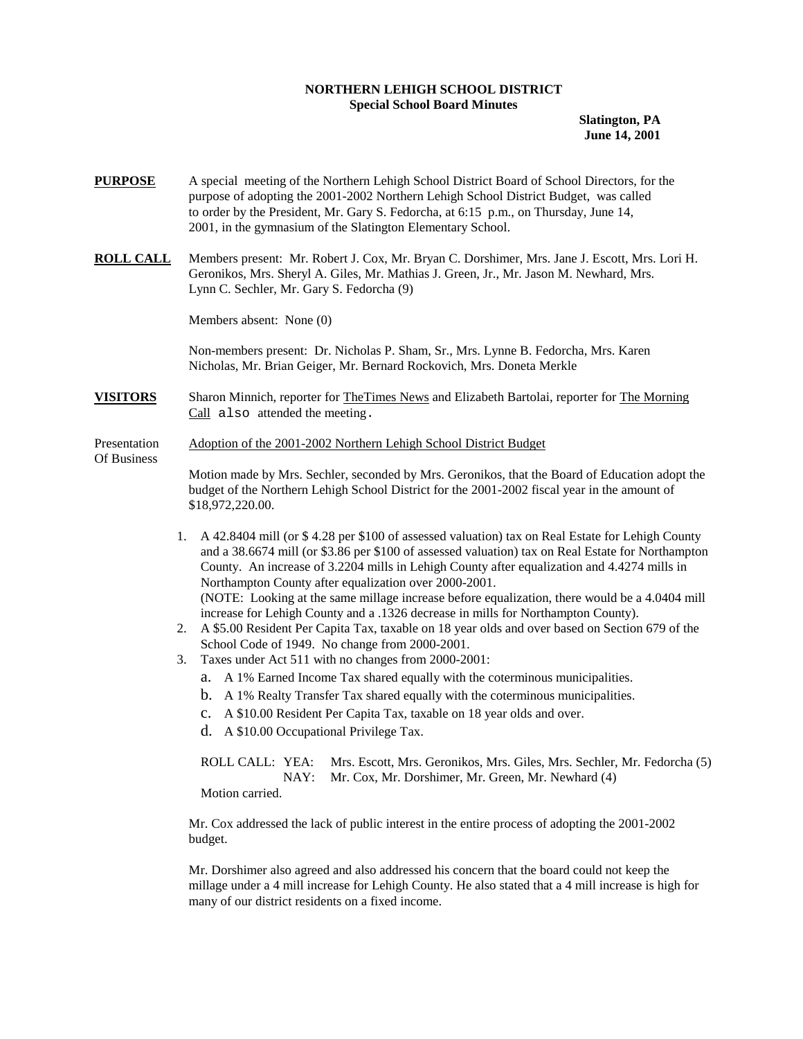**NORTHERN LEHIGH SCHOOL DISTRICT**
**Special School Board Minutes**

**Slatington, PA**
**June 14, 2001**

**PURPOSE** A special meeting of the Northern Lehigh School District Board of School Directors, for the purpose of adopting the 2001-2002 Northern Lehigh School District Budget, was called to order by the President, Mr. Gary S. Fedorcha, at 6:15 p.m., on Thursday, June 14, 2001, in the gymnasium of the Slatington Elementary School.

**ROLL CALL** Members present: Mr. Robert J. Cox, Mr. Bryan C. Dorshimer, Mrs. Jane J. Escott, Mrs. Lori H. Geronikos, Mrs. Sheryl A. Giles, Mr. Mathias J. Green, Jr., Mr. Jason M. Newhard, Mrs. Lynn C. Sechler, Mr. Gary S. Fedorcha (9)

Members absent: None (0)

Non-members present: Dr. Nicholas P. Sham, Sr., Mrs. Lynne B. Fedorcha, Mrs. Karen Nicholas, Mr. Brian Geiger, Mr. Bernard Rockovich, Mrs. Doneta Merkle

**VISITORS** Sharon Minnich, reporter for TheTimes News and Elizabeth Bartolai, reporter for The Morning Call also attended the meeting.

Presentation Of Business

Adoption of the 2001-2002 Northern Lehigh School District Budget

Motion made by Mrs. Sechler, seconded by Mrs. Geronikos, that the Board of Education adopt the budget of the Northern Lehigh School District for the 2001-2002 fiscal year in the amount of $18,972,220.00.

1. A 42.8404 mill (or $ 4.28 per $100 of assessed valuation) tax on Real Estate for Lehigh County and a 38.6674 mill (or $3.86 per $100 of assessed valuation) tax on Real Estate for Northampton County. An increase of 3.2204 mills in Lehigh County after equalization and 4.4274 mills in Northampton County after equalization over 2000-2001.
   (NOTE: Looking at the same millage increase before equalization, there would be a 4.0404 mill increase for Lehigh County and a .1326 decrease in mills for Northampton County).
2. A $5.00 Resident Per Capita Tax, taxable on 18 year olds and over based on Section 679 of the School Code of 1949. No change from 2000-2001.
3. Taxes under Act 511 with no changes from 2000-2001:
   a. A 1% Earned Income Tax shared equally with the coterminous municipalities.
   b. A 1% Realty Transfer Tax shared equally with the coterminous municipalities.
   c. A $10.00 Resident Per Capita Tax, taxable on 18 year olds and over.
   d. A $10.00 Occupational Privilege Tax.

ROLL CALL: YEA: Mrs. Escott, Mrs. Geronikos, Mrs. Giles, Mrs. Sechler, Mr. Fedorcha (5)
NAY: Mr. Cox, Mr. Dorshimer, Mr. Green, Mr. Newhard (4)
Motion carried.

Mr. Cox addressed the lack of public interest in the entire process of adopting the 2001-2002 budget.

Mr. Dorshimer also agreed and also addressed his concern that the board could not keep the millage under a 4 mill increase for Lehigh County. He also stated that a 4 mill increase is high for many of our district residents on a fixed income.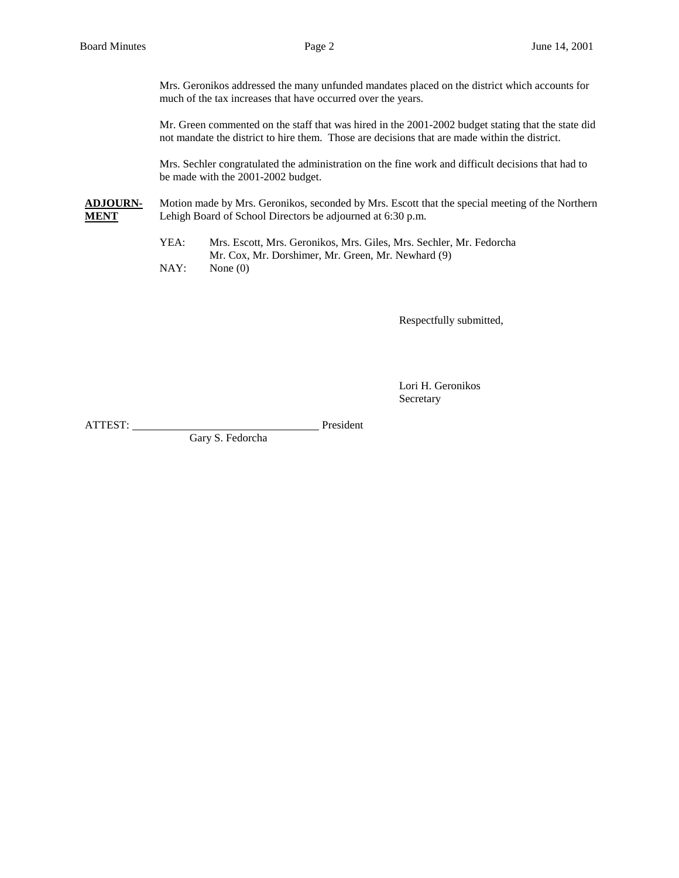Mrs. Geronikos addressed the many unfunded mandates placed on the district which accounts for much of the tax increases that have occurred over the years.

Mr. Green commented on the staff that was hired in the 2001-2002 budget stating that the state did not mandate the district to hire them. Those are decisions that are made within the district.

Mrs. Sechler congratulated the administration on the fine work and difficult decisions that had to be made with the 2001-2002 budget.

**ADJOURNMENT**

Motion made by Mrs. Geronikos, seconded by Mrs. Escott that the special meeting of the Northern Lehigh Board of School Directors be adjourned at 6:30 p.m.

YEA: Mrs. Escott, Mrs. Geronikos, Mrs. Giles, Mrs. Sechler, Mr. Fedorcha
Mr. Cox, Mr. Dorshimer, Mr. Green, Mr. Newhard (9)

NAY: None (0)

Respectfully submitted,

Lori H. Geronikos
Secretary

ATTEST: ________________________ President
Gary S. Fedorcha